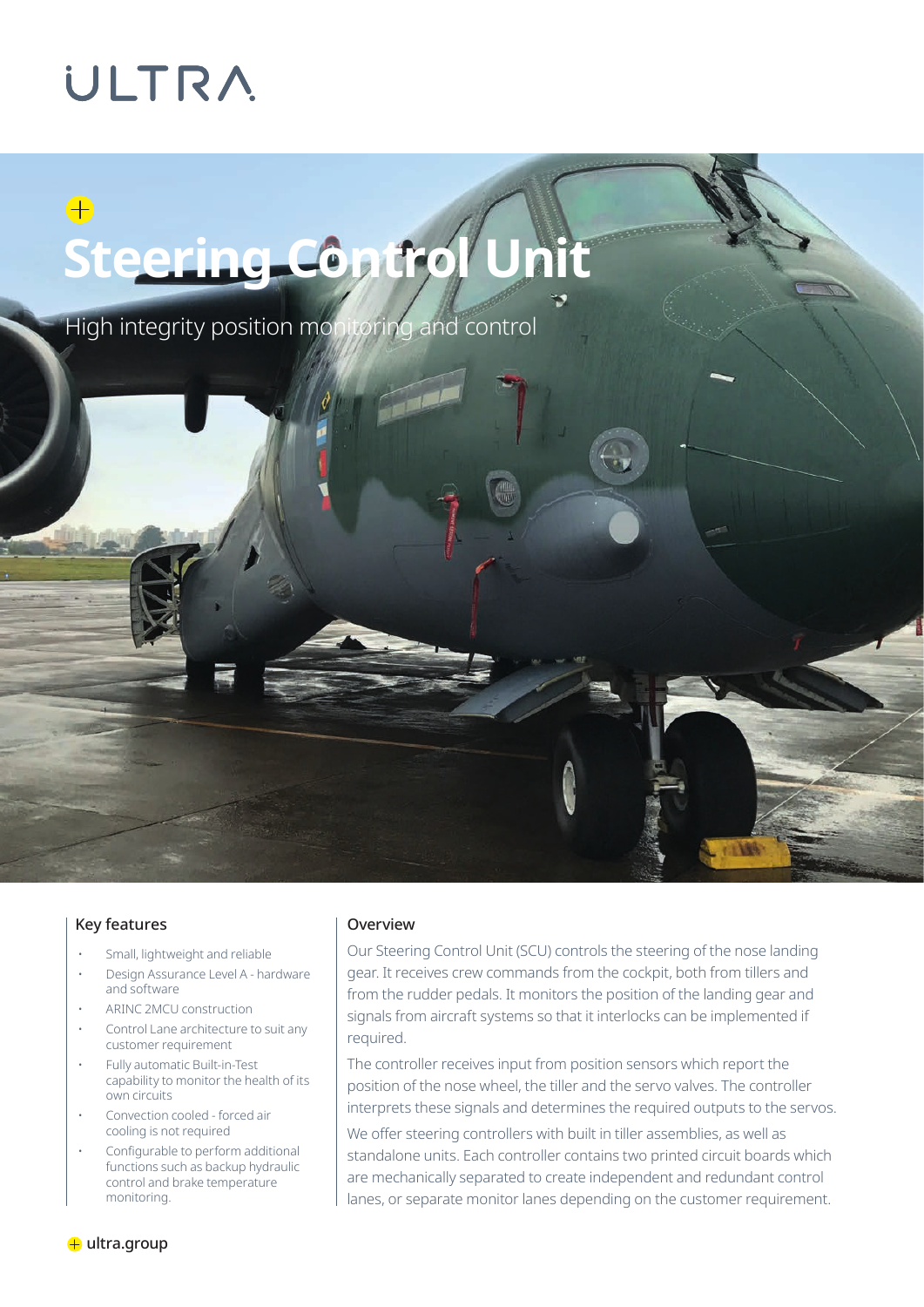ULTRA

# Steering Control Unit

High integrity position monitoring and control

## Key features

- Small, lightweight and reliable
- Design Assurance Level A - hardware and software
- ARINC 2MCU construction
- Control Lane architecture to suit any customer requirement
- Fully automatic Built-in-Test capability to monitor the health of its own circuits
- Convection cooled - forced air cooling is not required
- Configurable to perform additional functions such as backup hydraulic control and brake temperature monitoring.

## Overview

Our Steering Control Unit (SCU) controls the steering of the nose landing gear. It receives crew commands from the cockpit, both from tillers and from the rudder pedals. It monitors the position of the landing gear and signals from aircraft systems so that it interlocks can be implemented if required.

The controller receives input from position sensors which report the position of the nose wheel, the tiller and the servo valves. The controller interprets these signals and determines the required outputs to the servos.

We offer steering controllers with built in tiller assemblies, as well as standalone units. Each controller contains two printed circuit boards which are mechanically separated to create independent and redundant control lanes, or separate monitor lanes depending on the customer requirement.

ultra.group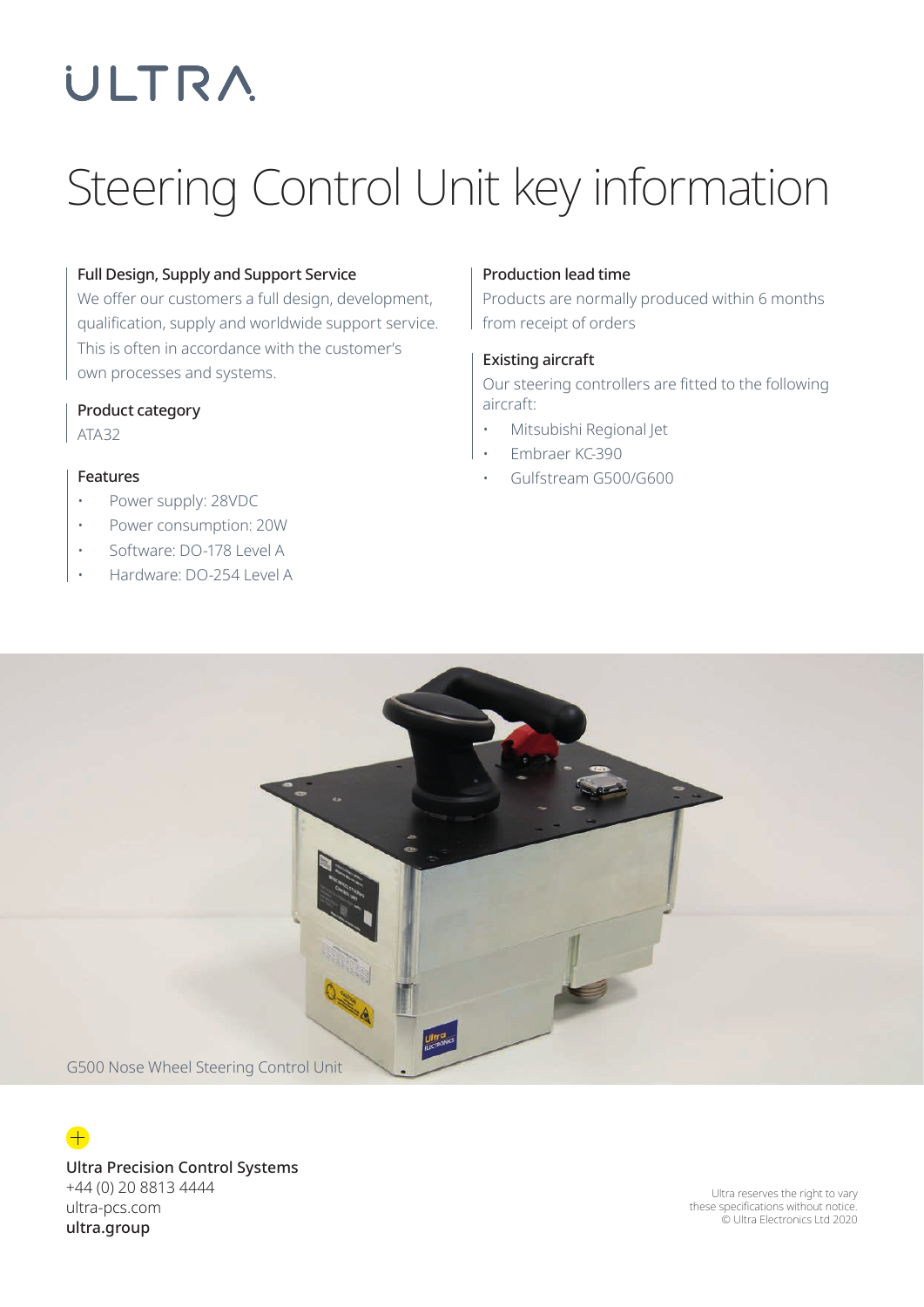# Steering Control Unit key information

### Full Design, Supply and Support Service

We offer our customers a full design, development, qualification, supply and worldwide support service. This is often in accordance with the customer's own processes and systems.

### Product category

ATA32

### Features

- Power supply: 28VDC
- Power consumption: 20W
- Software: DO-178 Level A
- Hardware: DO-254 Level A

### Production lead time

Products are normally produced within 6 months from receipt of orders

### Existing aircraft

Our steering controllers are fitted to the following aircraft:

- Mitsubishi Regional Jet
- Embraer KC-390
- Gulfstream G500/G600

G500 Nose Wheel Steering Control Unit

**Ultra Precision Control Systems**
+44 (0) 20 8813 4444
ultra-pcs.com
**ultra.group**

Ultra reserves the right to vary these specifications without notice.
© Ultra Electronics Ltd 2020